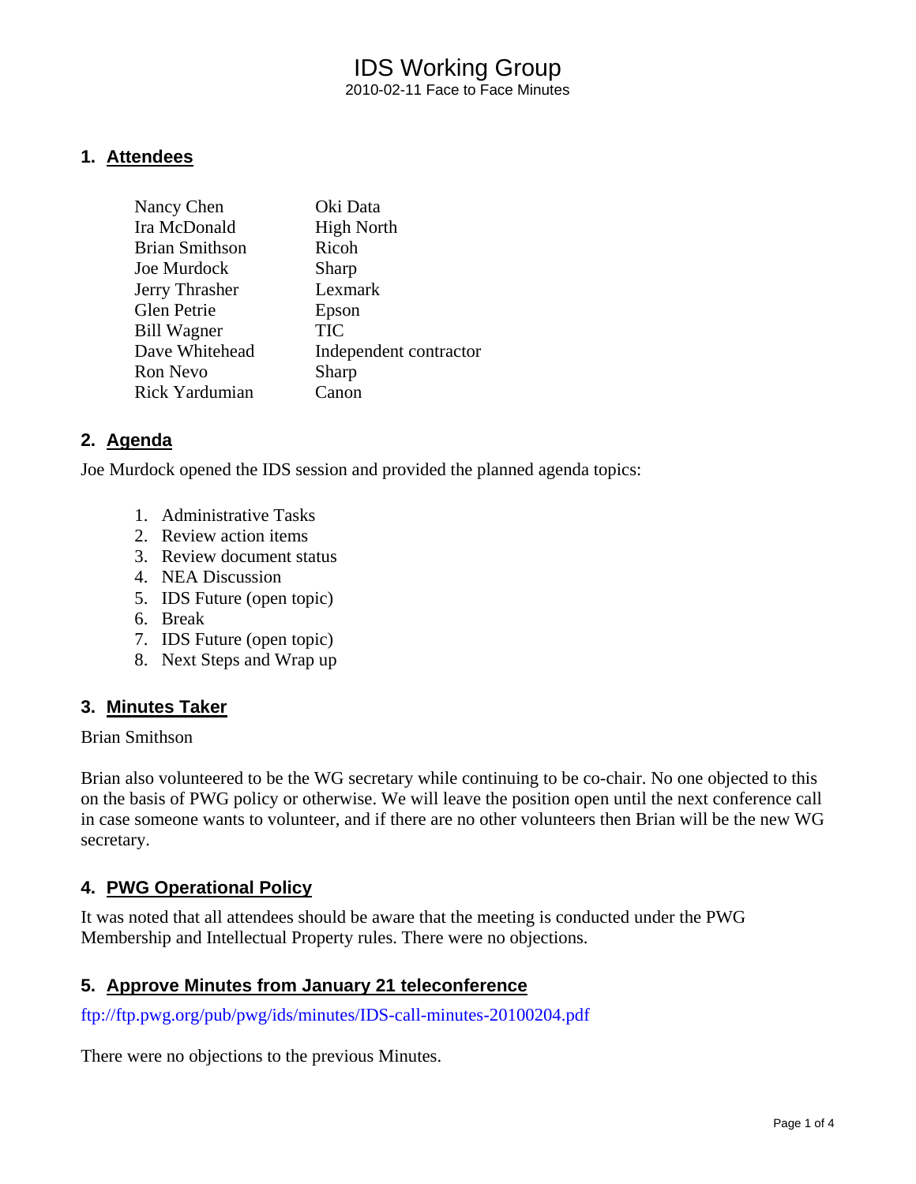# IDS Working Group

2010-02-11 Face to Face Minutes

## 1. Attendees

| | |
|---|---|
| Nancy Chen | Oki Data |
| Ira McDonald | High North |
| Brian Smithson | Ricoh |
| Joe Murdock | Sharp |
| Jerry Thrasher | Lexmark |
| Glen Petrie | Epson |
| Bill Wagner | TIC |
| Dave Whitehead | Independent contractor |
| Ron Nevo | Sharp |
| Rick Yardumian | Canon |

## 2. Agenda

Joe Murdock opened the IDS session and provided the planned agenda topics:

1. Administrative Tasks
2. Review action items
3. Review document status
4. NEA Discussion
5. IDS Future (open topic)
6. Break
7. IDS Future (open topic)
8. Next Steps and Wrap up

## 3. Minutes Taker

Brian Smithson

Brian also volunteered to be the WG secretary while continuing to be co-chair. No one objected to this on the basis of PWG policy or otherwise. We will leave the position open until the next conference call in case someone wants to volunteer, and if there are no other volunteers then Brian will be the new WG secretary.

## 4. PWG Operational Policy

It was noted that all attendees should be aware that the meeting is conducted under the PWG Membership and Intellectual Property rules. There were no objections.

## 5. Approve Minutes from January 21 teleconference

ftp://ftp.pwg.org/pub/pwg/ids/minutes/IDS-call-minutes-20100204.pdf

There were no objections to the previous Minutes.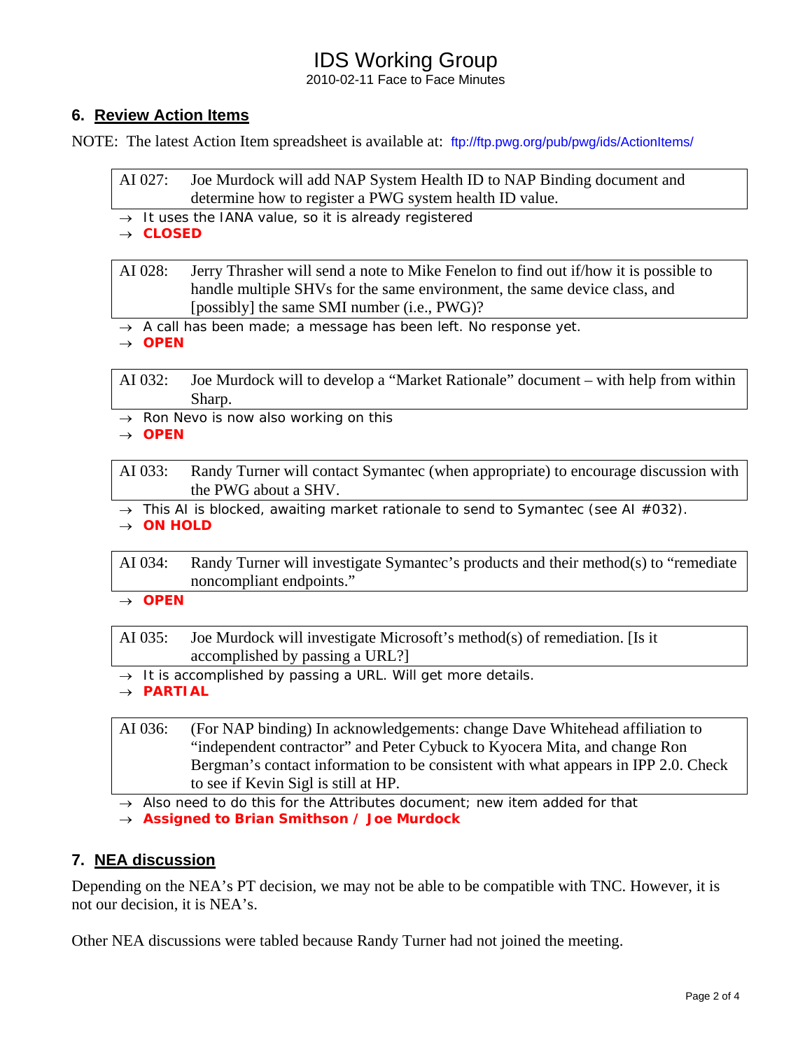## 6. Review Action Items

NOTE: The latest Action Item spreadsheet is available at: ftp://ftp.pwg.org/pub/pwg/ids/ActionItems/

| AI 027: | Joe Murdock will add NAP System Health ID to NAP Binding document and determine how to register a PWG system health ID value. |
|---|---|

- → It uses the IANA value, so it is already registered
- → **CLOSED**

| AI 028: | Jerry Thrasher will send a note to Mike Fenelon to find out if/how it is possible to handle multiple SHVs for the same environment, the same device class, and [possibly] the same SMI number (i.e., PWG)? |
|---|---|

- → A call has been made; a message has been left. No response yet.
- → **OPEN**

| AI 032: | Joe Murdock will to develop a "Market Rationale" document – with help from within Sharp. |
|---|---|

- → Ron Nevo is now also working on this
- → **OPEN**

| AI 033: | Randy Turner will contact Symantec (when appropriate) to encourage discussion with the PWG about a SHV. |
|---|---|

- → This AI is blocked, awaiting market rationale to send to Symantec (see AI #032).
- → **ON HOLD**

| AI 034: | Randy Turner will investigate Symantec's products and their method(s) to "remediate noncompliant endpoints." |
|---|---|

- → **OPEN**

| AI 035: | Joe Murdock will investigate Microsoft's method(s) of remediation. [Is it accomplished by passing a URL?] |
|---|---|

- → It is accomplished by passing a URL. Will get more details.
- → **PARTIAL**

| AI 036: | (For NAP binding) In acknowledgements: change Dave Whitehead affiliation to "independent contractor" and Peter Cybuck to Kyocera Mita, and change Ron Bergman's contact information to be consistent with what appears in IPP 2.0. Check to see if Kevin Sigl is still at HP. |
|---|---|

- → Also need to do this for the Attributes document; new item added for that
- → **Assigned to Brian Smithson / Joe Murdock**

## 7. NEA discussion

Depending on the NEA's PT decision, we may not be able to be compatible with TNC. However, it is not our decision, it is NEA's.

Other NEA discussions were tabled because Randy Turner had not joined the meeting.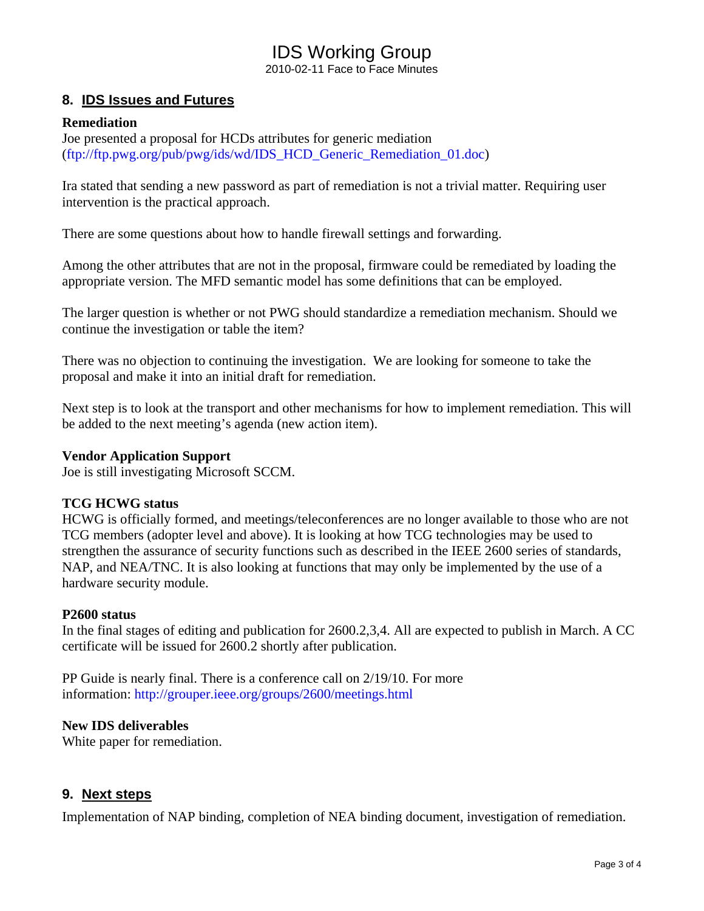## 8. IDS Issues and Futures

**Remediation**

Joe presented a proposal for HCDs attributes for generic mediation (ftp://ftp.pwg.org/pub/pwg/ids/wd/IDS_HCD_Generic_Remediation_01.doc)

Ira stated that sending a new password as part of remediation is not a trivial matter. Requiring user intervention is the practical approach.

There are some questions about how to handle firewall settings and forwarding.

Among the other attributes that are not in the proposal, firmware could be remediated by loading the appropriate version. The MFD semantic model has some definitions that can be employed.

The larger question is whether or not PWG should standardize a remediation mechanism. Should we continue the investigation or table the item?

There was no objection to continuing the investigation. We are looking for someone to take the proposal and make it into an initial draft for remediation.

Next step is to look at the transport and other mechanisms for how to implement remediation. This will be added to the next meeting's agenda (new action item).

**Vendor Application Support**

Joe is still investigating Microsoft SCCM.

**TCG HCWG status**

HCWG is officially formed, and meetings/teleconferences are no longer available to those who are not TCG members (adopter level and above). It is looking at how TCG technologies may be used to strengthen the assurance of security functions such as described in the IEEE 2600 series of standards, NAP, and NEA/TNC. It is also looking at functions that may only be implemented by the use of a hardware security module.

**P2600 status**

In the final stages of editing and publication for 2600.2,3,4. All are expected to publish in March. A CC certificate will be issued for 2600.2 shortly after publication.

PP Guide is nearly final. There is a conference call on 2/19/10. For more information: http://grouper.ieee.org/groups/2600/meetings.html

**New IDS deliverables**

White paper for remediation.

## 9. Next steps

Implementation of NAP binding, completion of NEA binding document, investigation of remediation.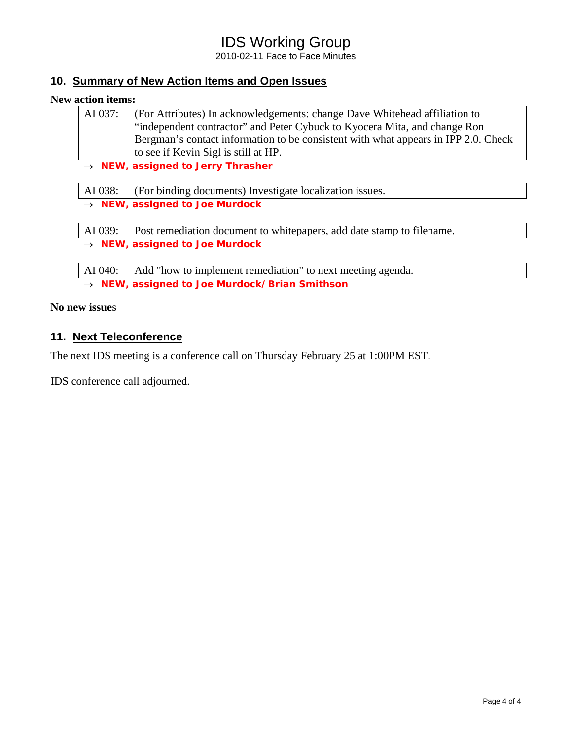## 10. Summary of New Action Items and Open Issues

**New action items:**

| | |
|---|---|
| AI 037: | (For Attributes) In acknowledgements: change Dave Whitehead affiliation to "independent contractor" and Peter Cybuck to Kyocera Mita, and change Ron Bergman's contact information to be consistent with what appears in IPP 2.0. Check to see if Kevin Sigl is still at HP. |

→ **NEW, assigned to Jerry Thrasher**

| | |
|---|---|
| AI 038: | (For binding documents) Investigate localization issues. |

→ **NEW, assigned to Joe Murdock**

| | |
|---|---|
| AI 039: | Post remediation document to whitepapers, add date stamp to filename. |

→ **NEW, assigned to Joe Murdock**

| | |
|---|---|
| AI 040: | Add "how to implement remediation" to next meeting agenda. |

→ **NEW, assigned to Joe Murdock/Brian Smithson**

**No new issue**s

## 11. Next Teleconference

The next IDS meeting is a conference call on Thursday February 25 at 1:00PM EST.

IDS conference call adjourned.